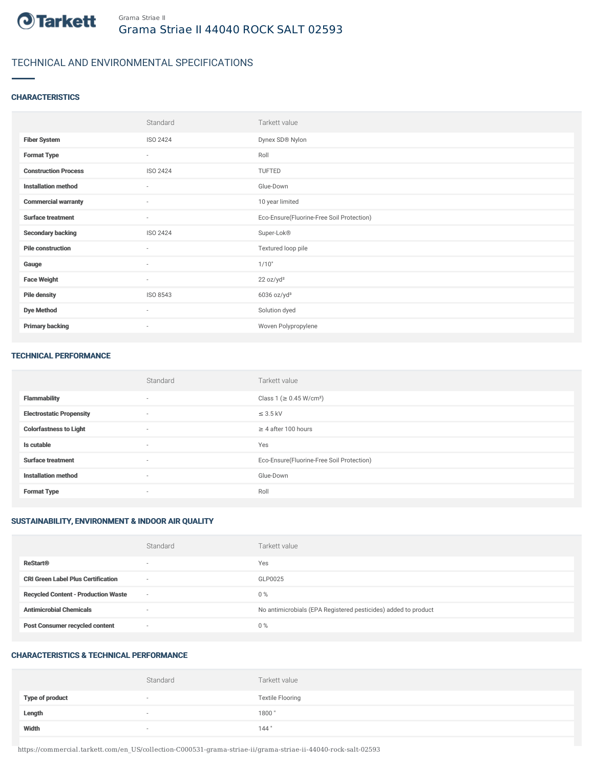Grama Striae II

# Grama Striae II 44040 ROCK SALT 02593

## TECHNICAL AND ENVIRONMENTAL SPECIFICATIONS

### CHARACTERISTICS

| | Standard | Tarkett value |
|---|---|---|
| **Fiber System** | ISO 2424 | Dynex SD® Nylon |
| **Format Type** | - | Roll |
| **Construction Process** | ISO 2424 | TUFTED |
| **Installation method** | - | Glue-Down |
| **Commercial warranty** | - | 10 year limited |
| **Surface treatment** | - | Eco-Ensure(Fluorine-Free Soil Protection) |
| **Secondary backing** | ISO 2424 | Super-Lok® |
| **Pile construction** | - | Textured loop pile |
| **Gauge** | - | 1/10" |
| **Face Weight** | - | 22 oz/yd² |
| **Pile density** | ISO 8543 | 6036 oz/yd³ |
| **Dye Method** | - | Solution dyed |
| **Primary backing** | - | Woven Polypropylene |

### TECHNICAL PERFORMANCE

| | Standard | Tarkett value |
|---|---|---|
| **Flammability** | - | Class 1 (≥ 0.45 W/cm²) |
| **Electrostatic Propensity** | - | ≤ 3.5 kV |
| **Colorfastness to Light** | - | ≥ 4 after 100 hours |
| **Is cutable** | - | Yes |
| **Surface treatment** | - | Eco-Ensure(Fluorine-Free Soil Protection) |
| **Installation method** | - | Glue-Down |
| **Format Type** | - | Roll |

### SUSTAINABILITY, ENVIRONMENT & INDOOR AIR QUALITY

| | Standard | Tarkett value |
|---|---|---|
| **ReStart®** | - | Yes |
| **CRI Green Label Plus Certification** | - | GLP0025 |
| **Recycled Content - Production Waste** | - | 0 % |
| **Antimicrobial Chemicals** | - | No antimicrobials (EPA Registered pesticides) added to product |
| **Post Consumer recycled content** | - | 0 % |

### CHARACTERISTICS & TECHNICAL PERFORMANCE

| | Standard | Tarkett value |
|---|---|---|
| **Type of product** | - | Textile Flooring |
| **Length** | - | 1800 " |
| **Width** | - | 144 " |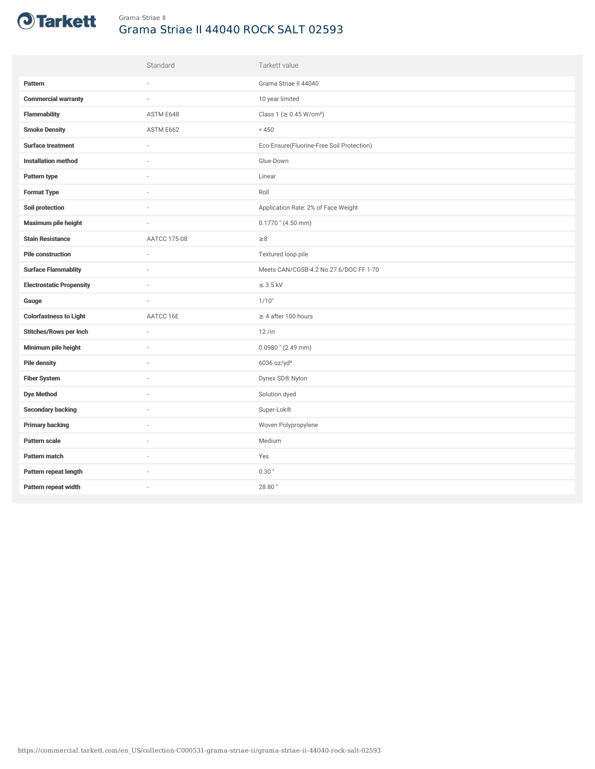Grama Striae II

# Grama Striae II 44040 ROCK SALT 02593

| | Standard | Tarkett value |
|---|---|---|
| **Pattern** | - | Grama Striae II 44040 |
| **Commercial warranty** | - | 10 year limited |
| **Flammability** | ASTM E648 | Class 1 (≥ 0.45 W/cm²) |
| **Smoke Density** | ASTM E662 | < 450 |
| **Surface treatment** | - | Eco-Ensure(Fluorine-Free Soil Protection) |
| **Installation method** | - | Glue-Down |
| **Pattern type** | - | Linear |
| **Format Type** | - | Roll |
| **Soil protection** | - | Application Rate: 2% of Face Weight |
| **Maximum pile height** | - | 0.1770 " (4.50 mm) |
| **Stain Resistance** | AATCC 175-08 | ≥8 |
| **Pile construction** | - | Textured loop pile |
| **Surface Flammablity** | - | Meets CAN/CGSB-4.2 No.27.6/DOC FF 1-70 |
| **Electrostatic Propensity** | - | ≤ 3.5 kV |
| **Gauge** | - | 1/10" |
| **Colorfastness to Light** | AATCC 16E | ≥ 4 after 100 hours |
| **Stitches/Rows per Inch** | - | 12 /in |
| **Minimum pile height** | - | 0.0980 " (2.49 mm) |
| **Pile density** | - | 6036 oz/yd³ |
| **Fiber System** | - | Dynex SD® Nylon |
| **Dye Method** | - | Solution dyed |
| **Secondary backing** | - | Super-Lok® |
| **Primary backing** | - | Woven Polypropylene |
| **Pattern scale** | - | Medium |
| **Pattern match** | - | Yes |
| **Pattern repeat length** | - | 0.30 " |
| **Pattern repeat width** | - | 28.80 " |

https://commercial.tarkett.com/en_US/collection-C000531-grama-striae-ii/grama-striae-ii-44040-rock-salt-02593